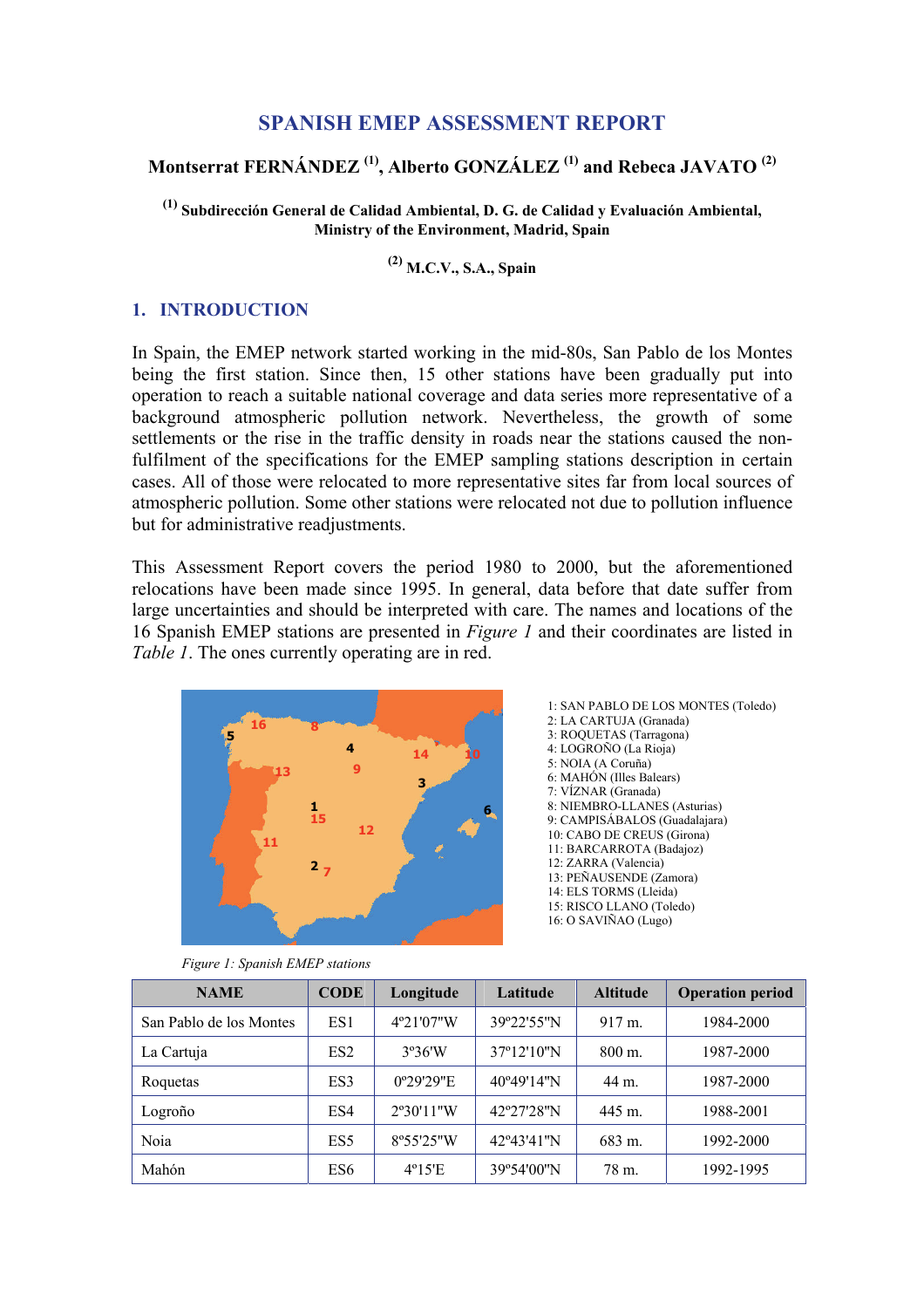# SPANISH EMEP ASSESSMENT REPORT

**Montserrat FERNÁNDEZ [1], Alberto GONZÁLEZ [1] and Rebeca JAVATO [2]**

**[1] Subdirección General de Calidad Ambiental, D. G. de Calidad y Evaluación Ambiental, Ministry of the Environment, Madrid, Spain**

**[2] M.C.V., S.A., Spain**

## 1. INTRODUCTION

In Spain, the EMEP network started working in the mid-80s, San Pablo de los Montes being the first station. Since then, 15 other stations have been gradually put into operation to reach a suitable national coverage and data series more representative of a background atmospheric pollution network. Nevertheless, the growth of some settlements or the rise in the traffic density in roads near the stations caused the non-fulfilment of the specifications for the EMEP sampling stations description in certain cases. All of those were relocated to more representative sites far from local sources of atmospheric pollution. Some other stations were relocated not due to pollution influence but for administrative readjustments.

This Assessment Report covers the period 1980 to 2000, but the aforementioned relocations have been made since 1995. In general, data before that date suffer from large uncertainties and should be interpreted with care. The names and locations of the 16 Spanish EMEP stations are presented in *Figure 1* and their coordinates are listed in *Table 1*. The ones currently operating are in red.

1: SAN PABLO DE LOS MONTES (Toledo)
2: LA CARTUJA (Granada)
3: ROQUETAS (Tarragona)
4: LOGROÑO (La Rioja)
5: NOIA (A Coruña)
6: MAHÓN (Illes Balears)
7: VÍZNAR (Granada)
8: NIEMBRO-LLANES (Asturias)
9: CAMPISÁBALOS (Guadalajara)
10: CABO DE CREUS (Girona)
11: BARCARROTA (Badajoz)
12: ZARRA (Valencia)
13: PEÑAUSENDE (Zamora)
14: ELS TORMS (Lleida)
15: RISCO LLANO (Toledo)
16: O SAVIÑAO (Lugo)

*Figure 1: Spanish EMEP stations*

| NAME | CODE | Longitude | Latitude | Altitude | Operation period |
|---|---|---|---|---|---|
| San Pablo de los Montes | ES1 | 4º21'07"W | 39º22'55"N | 917 m. | 1984-2000 |
| La Cartuja | ES2 | 3º36'W | 37º12'10"N | 800 m. | 1987-2000 |
| Roquetas | ES3 | 0º29'29"E | 40º49'14"N | 44 m. | 1987-2000 |
| Logroño | ES4 | 2º30'11"W | 42º27'28"N | 445 m. | 1988-2001 |
| Noia | ES5 | 8º55'25"W | 42º43'41"N | 683 m. | 1992-2000 |
| Mahón | ES6 | 4º15'E | 39º54'00"N | 78 m. | 1992-1995 |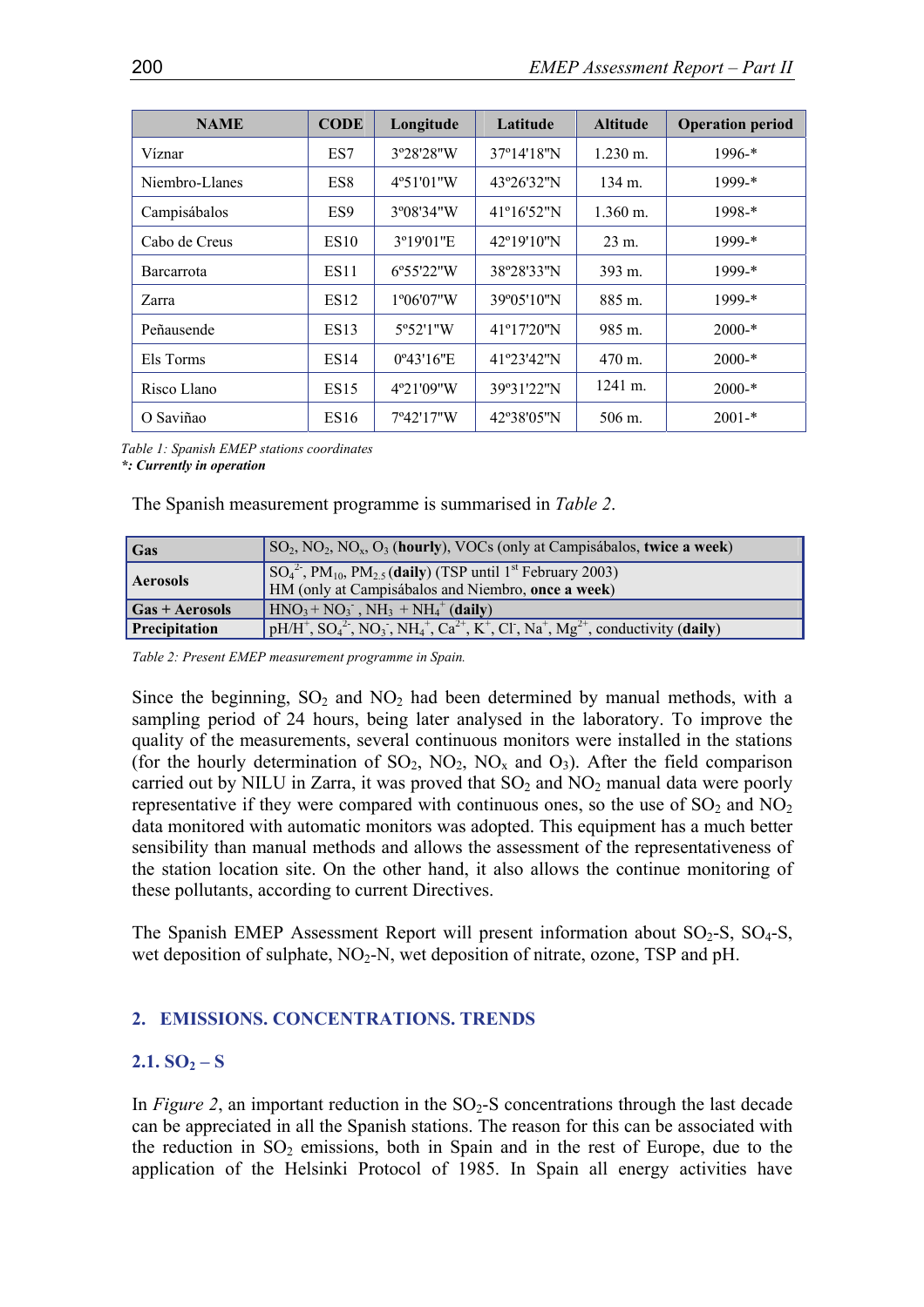| NAME | CODE | Longitude | Latitude | Altitude | Operation period |
|---|---|---|---|---|---|
| Víznar | ES7 | 3º28'28"W | 37º14'18"N | 1.230 m. | 1996-* |
| Niembro-Llanes | ES8 | 4º51'01"W | 43º26'32"N | 134 m. | 1999-* |
| Campisábalos | ES9 | 3º08'34"W | 41º16'52"N | 1.360 m. | 1998-* |
| Cabo de Creus | ES10 | 3º19'01"E | 42º19'10"N | 23 m. | 1999-* |
| Barcarrota | ES11 | 6º55'22"W | 38º28'33"N | 393 m. | 1999-* |
| Zarra | ES12 | 1º06'07"W | 39º05'10"N | 885 m. | 1999-* |
| Peñausende | ES13 | 5º52'1"W | 41º17'20"N | 985 m. | 2000-* |
| Els Torms | ES14 | 0º43'16"E | 41º23'42"N | 470 m. | 2000-* |
| Risco Llano | ES15 | 4º21'09"W | 39º31'22"N | 1241 m. | 2000-* |
| O Saviñao | ES16 | 7º42'17"W | 42º38'05"N | 506 m. | 2001-* |

*Table 1: Spanish EMEP stations coordinates*
***: Currently in operation***

The Spanish measurement programme is summarised in *Table 2*.

| | |
|---|---|
| **Gas** | $SO_2$, $NO_2$, $NO_x$, $O_3$ (**hourly**), VOCs (only at Campisábalos, **twice a week**) |
| **Aerosols** | $SO_4^{2-}$, $PM_{10}$, $PM_{2.5}$ (**daily**) (TSP until 1st February 2003) HM (only at Campisábalos and Niembro, **once a week**) |
| **Gas + Aerosols** | $HNO_3 + NO_3^-$, $NH_3 + NH_4^+$ (**daily**) |
| **Precipitation** | pH/$H^+$, $SO_4^{2-}$, $NO_3^-$, $NH_4^+$, $Ca^{2+}$, $K^+$, $Cl^-$, $Na^+$, $Mg^{2+}$, conductivity (**daily**) |

*Table 2: Present EMEP measurement programme in Spain.*

Since the beginning, $SO_2$ and $NO_2$ had been determined by manual methods, with a sampling period of 24 hours, being later analysed in the laboratory. To improve the quality of the measurements, several continuous monitors were installed in the stations (for the hourly determination of $SO_2$, $NO_2$, $NO_x$ and $O_3$). After the field comparison carried out by NILU in Zarra, it was proved that $SO_2$ and $NO_2$ manual data were poorly representative if they were compared with continuous ones, so the use of $SO_2$ and $NO_2$ data monitored with automatic monitors was adopted. This equipment has a much better sensibility than manual methods and allows the assessment of the representativeness of the station location site. On the other hand, it also allows the continue monitoring of these pollutants, according to current Directives.

The Spanish EMEP Assessment Report will present information about $SO_2$-S, $SO_4$-S, wet deposition of sulphate, $NO_2$-N, wet deposition of nitrate, ozone, TSP and pH.

## 2. EMISSIONS. CONCENTRATIONS. TRENDS

### 2.1. $SO_2$ – S

In *Figure 2*, an important reduction in the $SO_2$-S concentrations through the last decade can be appreciated in all the Spanish stations. The reason for this can be associated with the reduction in $SO_2$ emissions, both in Spain and in the rest of Europe, due to the application of the Helsinki Protocol of 1985. In Spain all energy activities have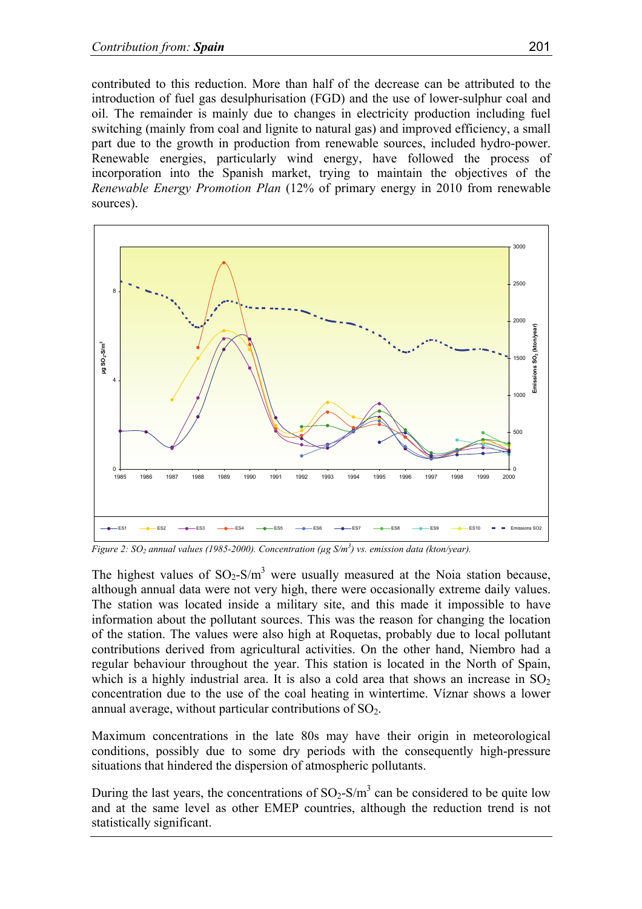contributed to this reduction. More than half of the decrease can be attributed to the introduction of fuel gas desulphurisation (FGD) and the use of lower-sulphur coal and oil. The remainder is mainly due to changes in electricity production including fuel switching (mainly from coal and lignite to natural gas) and improved efficiency, a small part due to the growth in production from renewable sources, included hydro-power. Renewable energies, particularly wind energy, have followed the process of incorporation into the Spanish market, trying to maintain the objectives of the *Renewable Energy Promotion Plan* (12% of primary energy in 2010 from renewable sources).

µg SO2-S/m3

8

4

0

1985 1986 1987 1988 1989 1990 1991 1992 1993 1994 1995 1996 1997 1998 1999 2000

Emissions SO2 (kton/year)

3000

2500

2000

1500

1000

500

0

ES1 ES2 ES3 ES4 ES5 ES6 ES7 ES8 ES9 ES10 Emissions SO2

*Figure 2: $SO_2$ annual values (1985-2000). Concentration (µg S/m$^3$) vs. emission data (kton/year).*

The highest values of $SO_2$-S/m$^3$ were usually measured at the Noia station because, although annual data were not very high, there were occasionally extreme daily values. The station was located inside a military site, and this made it impossible to have information about the pollutant sources. This was the reason for changing the location of the station. The values were also high at Roquetas, probably due to local pollutant contributions derived from agricultural activities. On the other hand, Niembro had a regular behaviour throughout the year. This station is located in the North of Spain, which is a highly industrial area. It is also a cold area that shows an increase in $SO_2$ concentration due to the use of the coal heating in wintertime. Víznar shows a lower annual average, without particular contributions of $SO_2$.

Maximum concentrations in the late 80s may have their origin in meteorological conditions, possibly due to some dry periods with the consequently high-pressure situations that hindered the dispersion of atmospheric pollutants.

During the last years, the concentrations of $SO_2$-S/m$^3$ can be considered to be quite low and at the same level as other EMEP countries, although the reduction trend is not statistically significant.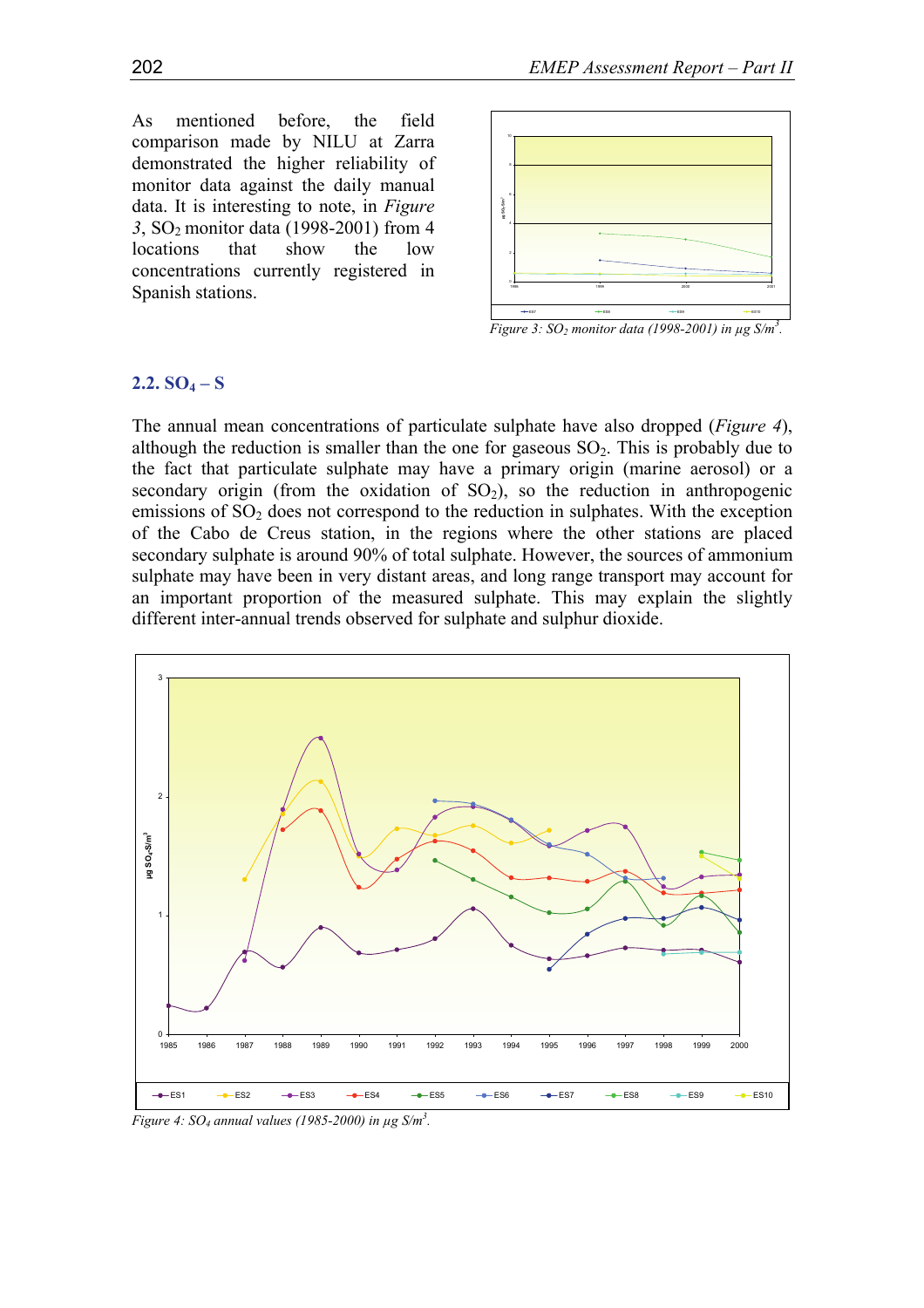As mentioned before, the field comparison made by NILU at Zarra demonstrated the higher reliability of monitor data against the daily manual data. It is interesting to note, in *Figure 3*, $SO_2$ monitor data (1998-2001) from 4 locations that show the low concentrations currently registered in Spanish stations.

10
8
6
4
2
0
µg SO₂-S/m³
1998
1999
2000
2001
ES7 ES8 ES9 ES10

*Figure 3: $SO_2$ monitor data (1998-2001) in µg S/m$^3$.*

### 2.2. $SO_4$ – S

The annual mean concentrations of particulate sulphate have also dropped (*Figure 4*), although the reduction is smaller than the one for gaseous $SO_2$. This is probably due to the fact that particulate sulphate may have a primary origin (marine aerosol) or a secondary origin (from the oxidation of $SO_2$), so the reduction in anthropogenic emissions of $SO_2$ does not correspond to the reduction in sulphates. With the exception of the Cabo de Creus station, in the regions where the other stations are placed secondary sulphate is around 90% of total sulphate. However, the sources of ammonium sulphate may have been in very distant areas, and long range transport may account for an important proportion of the measured sulphate. This may explain the slightly different inter-annual trends observed for sulphate and sulphur dioxide.

3
2
1
0
µg SO₄-S/m³
1985 1986 1987 1988 1989 1990 1991 1992 1993 1994 1995 1996 1997 1998 1999 2000
ES1 ES2 ES3 ES4 ES5 ES6 ES7 ES8 ES9 ES10

*Figure 4: $SO_4$ annual values (1985-2000) in µg S/m$^3$.*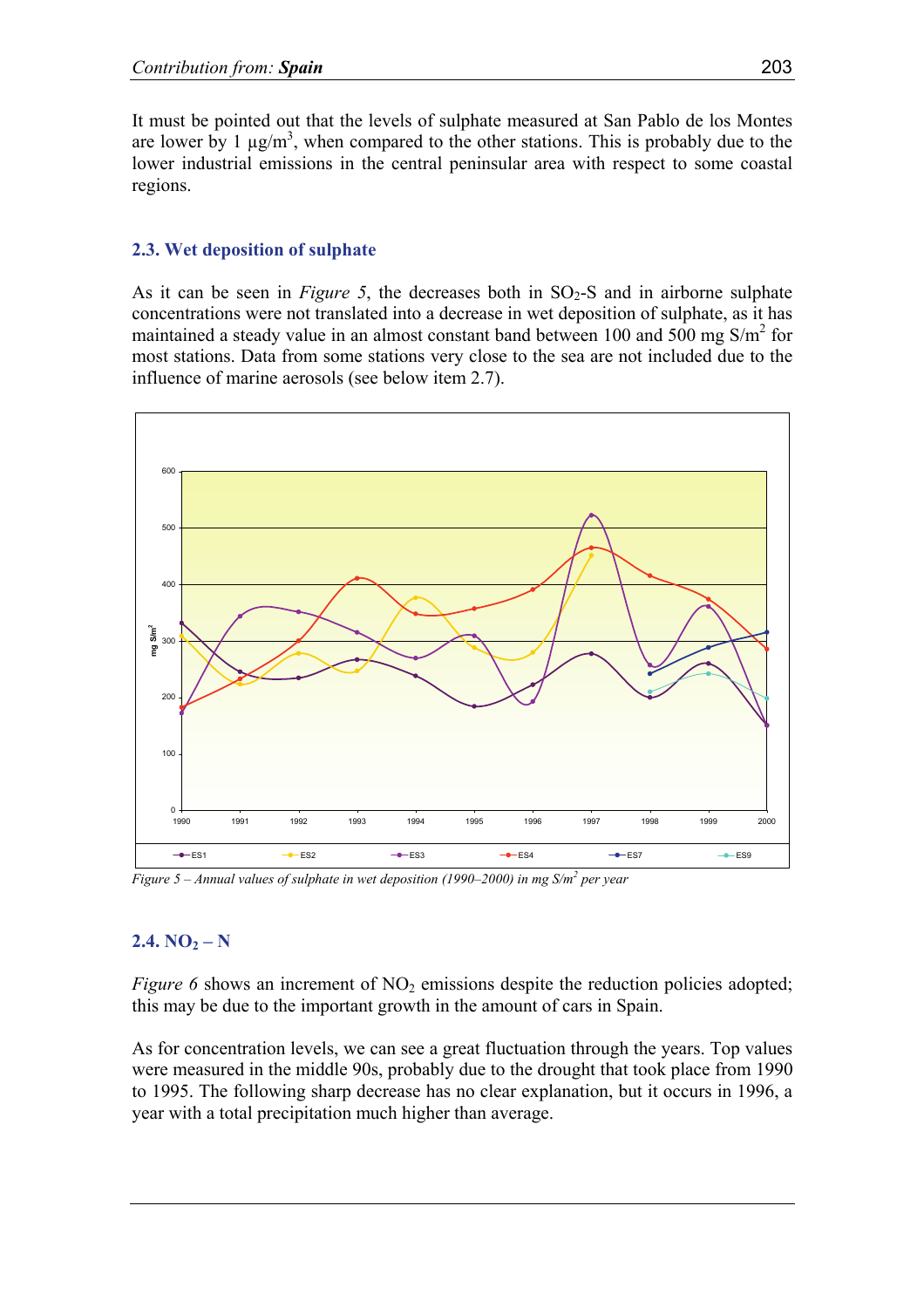It must be pointed out that the levels of sulphate measured at San Pablo de los Montes are lower by 1 µg/m$^3$, when compared to the other stations. This is probably due to the lower industrial emissions in the central peninsular area with respect to some coastal regions.

### 2.3. Wet deposition of sulphate

As it can be seen in *Figure 5*, the decreases both in $SO_2$-S and in airborne sulphate concentrations were not translated into a decrease in wet deposition of sulphate, as it has maintained a steady value in an almost constant band between 100 and 500 mg S/m$^2$ for most stations. Data from some stations very close to the sea are not included due to the influence of marine aerosols (see below item 2.7).

mg S/m²

600
500
400
300
200
100
0

1990 1991 1992 1993 1994 1995 1996 1997 1998 1999 2000

ES1 ES2 ES3 ES4 ES7 ES9

*Figure 5 – Annual values of sulphate in wet deposition (1990–2000) in mg S/m$^2$ per year*

### 2.4. $NO_2$ – N

*Figure 6* shows an increment of $NO_2$ emissions despite the reduction policies adopted; this may be due to the important growth in the amount of cars in Spain.

As for concentration levels, we can see a great fluctuation through the years. Top values were measured in the middle 90s, probably due to the drought that took place from 1990 to 1995. The following sharp decrease has no clear explanation, but it occurs in 1996, a year with a total precipitation much higher than average.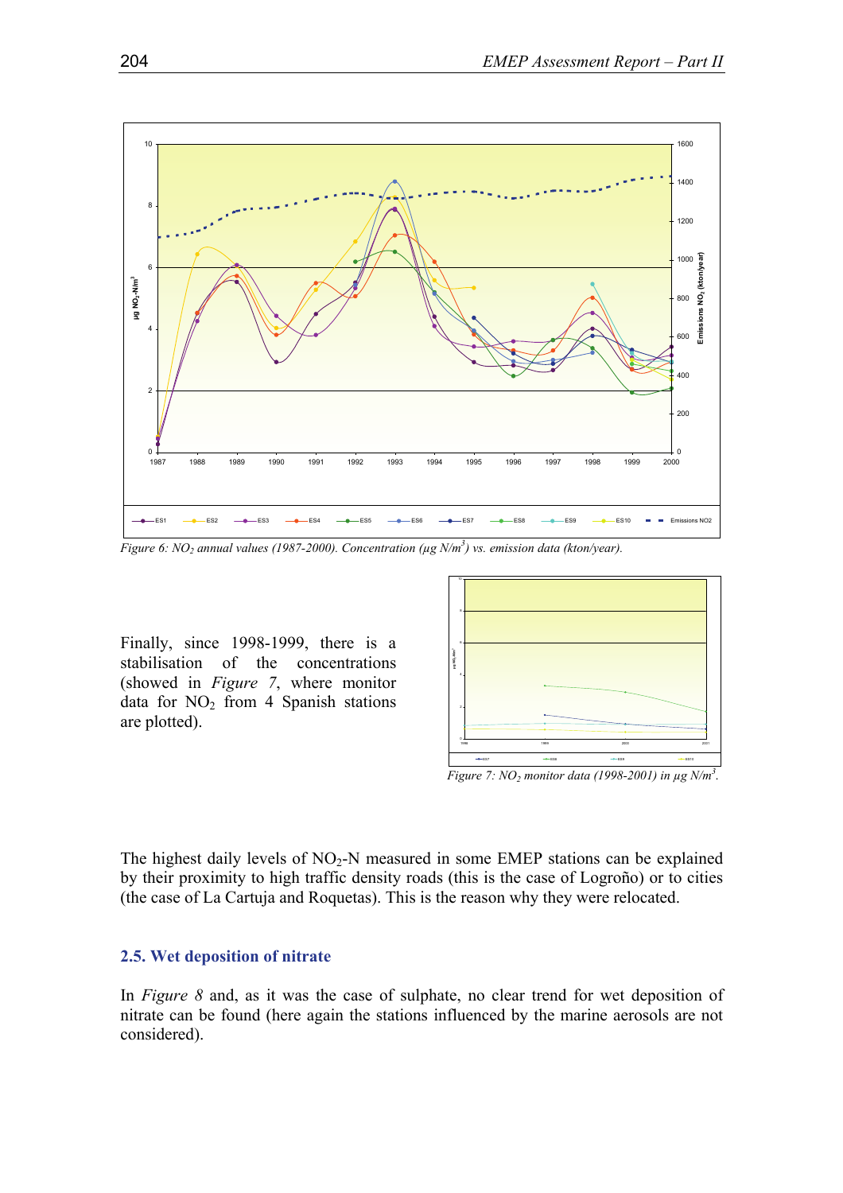10

8

6

4

2

0

1600

1400

1200

1000

800

600

400

200

0

1987 1988 1989 1990 1991 1992 1993 1994 1995 1996 1997 1998 1999 2000

µg $NO_2$-N/m$^3$

Emissions $NO_2$ (kton/year)

ES1 ES2 ES3 ES4 ES5 ES6 ES7 ES8 ES9 ES10 Emissions NO2

*Figure 6: $NO_2$ annual values (1987-2000). Concentration (µg N/m$^3$) vs. emission data (kton/year).*

Finally, since 1998-1999, there is a stabilisation of the concentrations (showed in *Figure 7*, where monitor data for $NO_2$ from 4 Spanish stations are plotted).

*Figure 7: $NO_2$ monitor data (1998-2001) in µg N/m$^3$.*

The highest daily levels of $NO_2$-N measured in some EMEP stations can be explained by their proximity to high traffic density roads (this is the case of Logroño) or to cities (the case of La Cartuja and Roquetas). This is the reason why they were relocated.

## 2.5. Wet deposition of nitrate

In *Figure 8* and, as it was the case of sulphate, no clear trend for wet deposition of nitrate can be found (here again the stations influenced by the marine aerosols are not considered).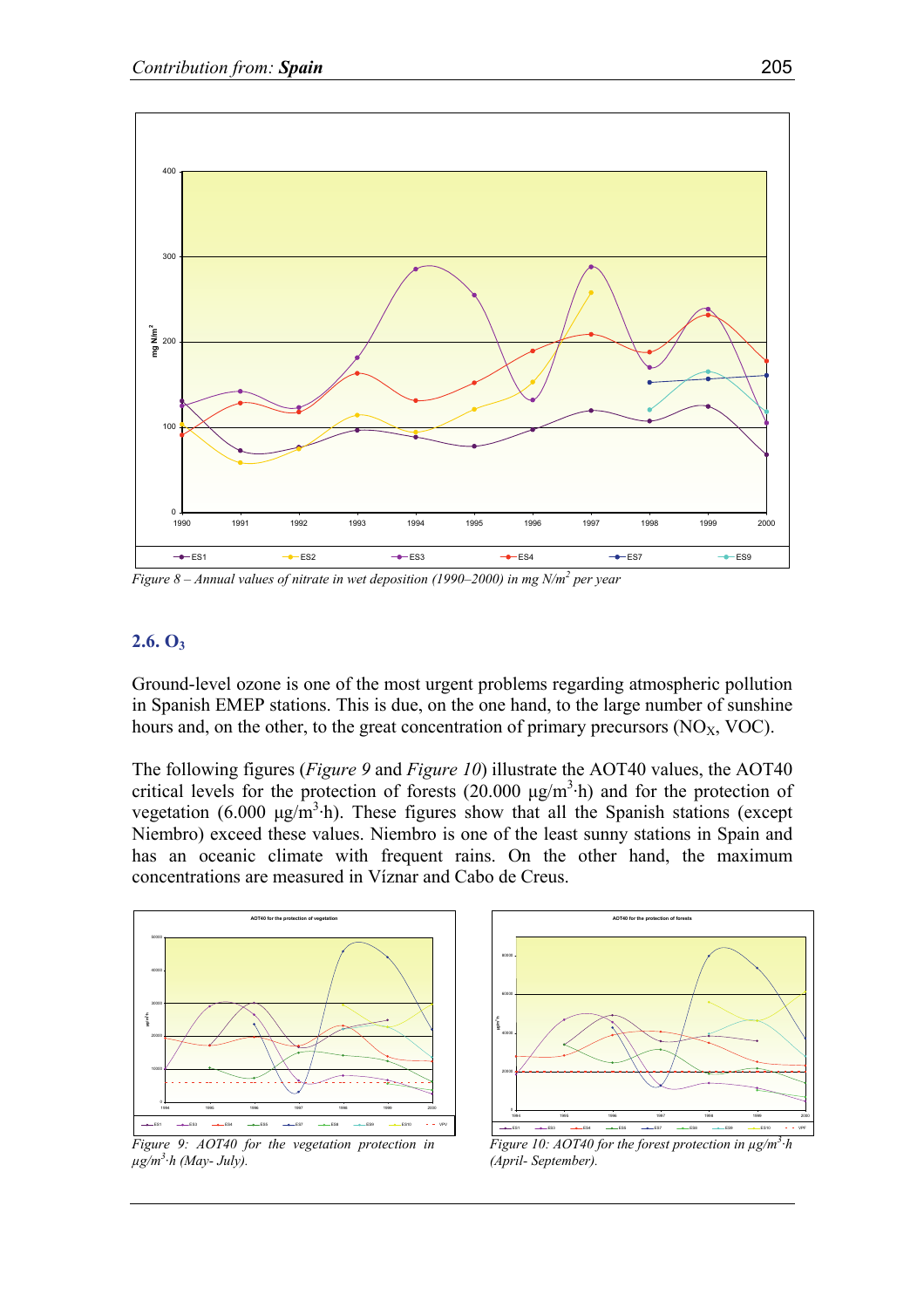400

300

200

100

0

mg N/m$^2$

1990 1991 1992 1993 1994 1995 1996 1997 1998 1999 2000

ES1 ES2 ES3 ES4 ES7 ES9

*Figure 8 – Annual values of nitrate in wet deposition (1990–2000) in mg N/m$^2$ per year*

## 2.6. $O_3$

Ground-level ozone is one of the most urgent problems regarding atmospheric pollution in Spanish EMEP stations. This is due, on the one hand, to the large number of sunshine hours and, on the other, to the great concentration of primary precursors ($NO_X$, VOC).

The following figures (*Figure 9* and *Figure 10*) illustrate the AOT40 values, the AOT40 critical levels for the protection of forests (20.000 µg/m$^3$·h) and for the protection of vegetation (6.000 µg/m$^3$·h). These figures show that all the Spanish stations (except Niembro) exceed these values. Niembro is one of the least sunny stations in Spain and has an oceanic climate with frequent rains. On the other hand, the maximum concentrations are measured in Víznar and Cabo de Creus.

AOT40 for the protection of vegetation

*Figure 9: AOT40 for the vegetation protection in µg/m$^3$·h (May- July).*

AOT40 for the protection of forests

*Figure 10: AOT40 for the forest protection in µg/m$^3$·h (April- September).*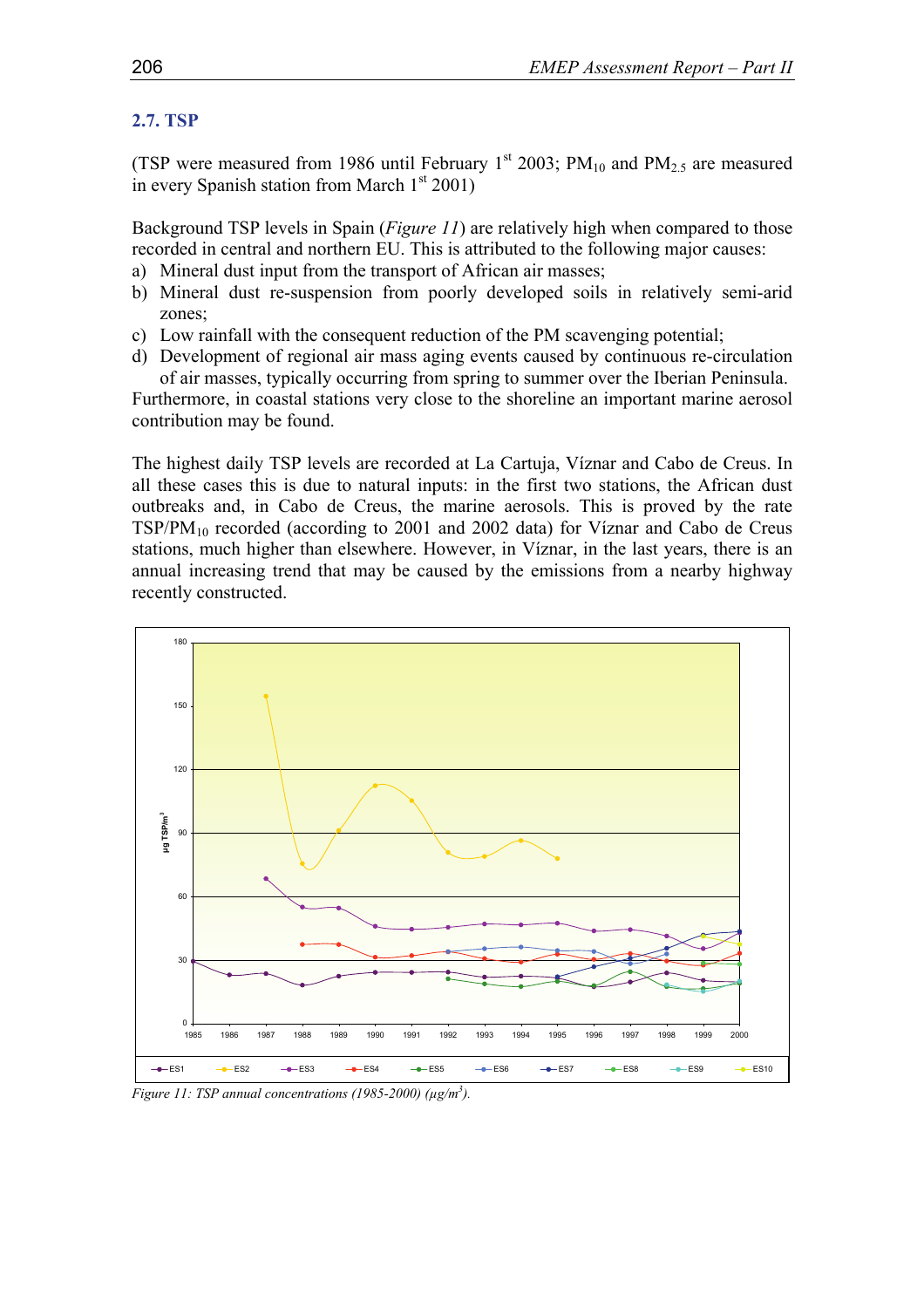## 2.7. TSP

(TSP were measured from 1986 until February 1st 2003; $PM_{10}$ and $PM_{2.5}$ are measured in every Spanish station from March 1st 2001)

Background TSP levels in Spain (*Figure 11*) are relatively high when compared to those recorded in central and northern EU. This is attributed to the following major causes:

a) Mineral dust input from the transport of African air masses;
b) Mineral dust re-suspension from poorly developed soils in relatively semi-arid zones;
c) Low rainfall with the consequent reduction of the PM scavenging potential;
d) Development of regional air mass aging events caused by continuous re-circulation of air masses, typically occurring from spring to summer over the Iberian Peninsula.

Furthermore, in coastal stations very close to the shoreline an important marine aerosol contribution may be found.

The highest daily TSP levels are recorded at La Cartuja, Víznar and Cabo de Creus. In all these cases this is due to natural inputs: in the first two stations, the African dust outbreaks and, in Cabo de Creus, the marine aerosols. This is proved by the rate $TSP/PM_{10}$ recorded (according to 2001 and 2002 data) for Víznar and Cabo de Creus stations, much higher than elsewhere. However, in Víznar, in the last years, there is an annual increasing trend that may be caused by the emissions from a nearby highway recently constructed.

µg TSP/m³

180
150
120
90
60
30
0

1985 1986 1987 1988 1989 1990 1991 1992 1993 1994 1995 1996 1997 1998 1999 2000

ES1 ES2 ES3 ES4 ES5 ES6 ES7 ES8 ES9 ES10

*Figure 11: TSP annual concentrations (1985-2000) (µg/m³).*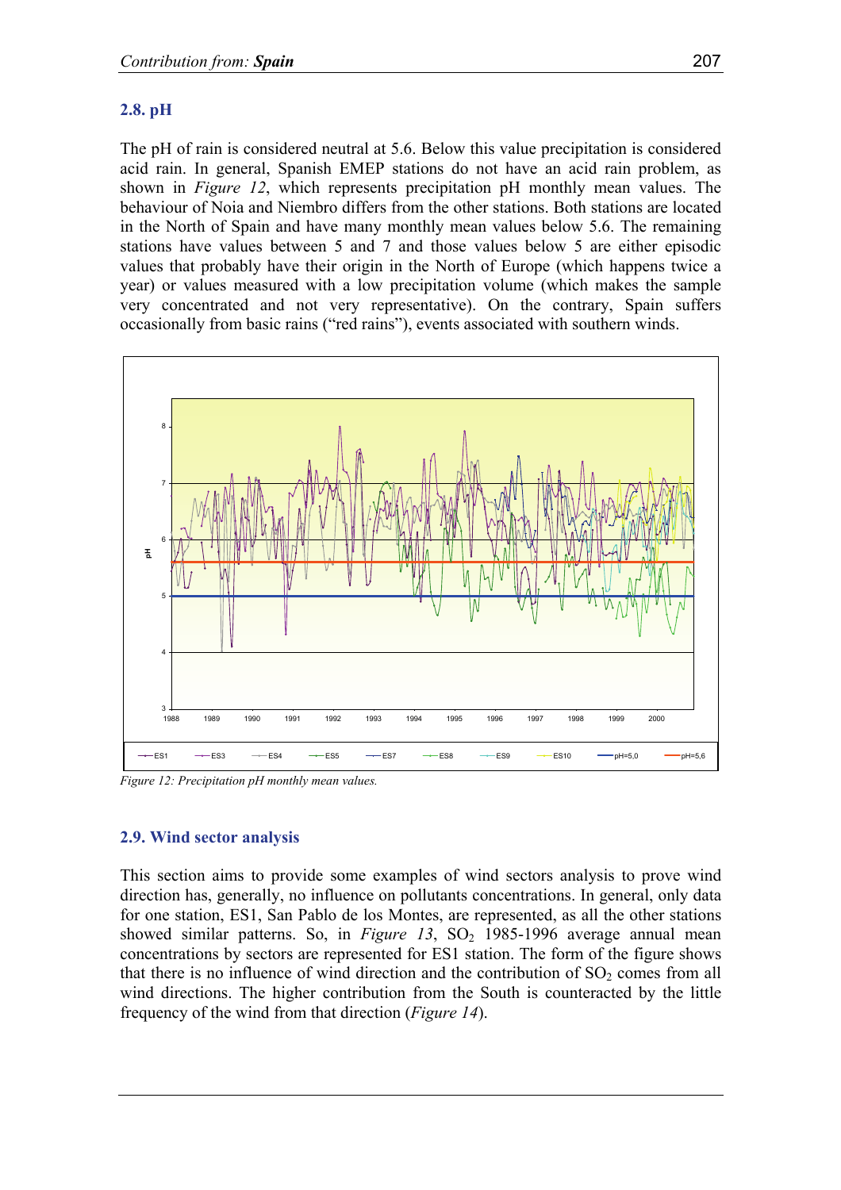## 2.8. pH

The pH of rain is considered neutral at 5.6. Below this value precipitation is considered acid rain. In general, Spanish EMEP stations do not have an acid rain problem, as shown in *Figure 12*, which represents precipitation pH monthly mean values. The behaviour of Noia and Niembro differs from the other stations. Both stations are located in the North of Spain and have many monthly mean values below 5.6. The remaining stations have values between 5 and 7 and those values below 5 are either episodic values that probably have their origin in the North of Europe (which happens twice a year) or values measured with a low precipitation volume (which makes the sample very concentrated and not very representative). On the contrary, Spain suffers occasionally from basic rains ("red rains"), events associated with southern winds.

pH

8
7
6
5
4
3

1988 1989 1990 1991 1992 1993 1994 1995 1996 1997 1998 1999 2000

ES1 ES3 ES4 ES5 ES7 ES8 ES9 ES10 pH=5,0 pH=5,6

*Figure 12: Precipitation pH monthly mean values.*

## 2.9. Wind sector analysis

This section aims to provide some examples of wind sectors analysis to prove wind direction has, generally, no influence on pollutants concentrations. In general, only data for one station, ES1, San Pablo de los Montes, are represented, as all the other stations showed similar patterns. So, in *Figure 13*, $SO_2$ 1985-1996 average annual mean concentrations by sectors are represented for ES1 station. The form of the figure shows that there is no influence of wind direction and the contribution of $SO_2$ comes from all wind directions. The higher contribution from the South is counteracted by the little frequency of the wind from that direction (*Figure 14*).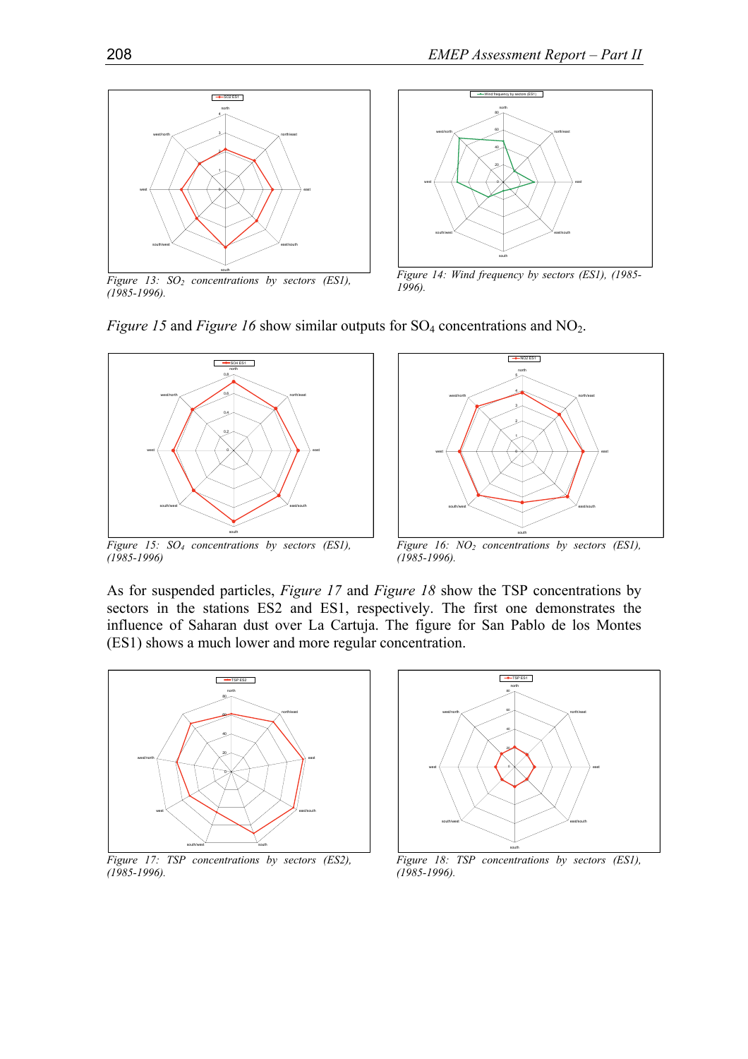SO2 ES1

north

4

3

2

1

0

west/north

north/east

west

east

south/west

east/south

south

*Figure 13: $SO_2$ concentrations by sectors (ES1), (1985-1996).*

Wind frequency by sectors (ES1)

north

80

60

40

20

0

west/north

north/east

west

east

south/west

east/south

south

*Figure 14: Wind frequency by sectors (ES1), (1985-1996).*

*Figure 15* and *Figure 16* show similar outputs for $SO_4$ concentrations and $NO_2$.

SO4 ES1

north

0,8

0,6

0,4

0,2

0

west/north

north/east

west

east

south/west

east/south

south

*Figure 15: $SO_4$ concentrations by sectors (ES1), (1985-1996)*

NO2 ES1

north

5

4

3

2

1

0

west/north

north/east

west

east

south/west

east/south

south

*Figure 16: $NO_2$ concentrations by sectors (ES1), (1985-1996).*

As for suspended particles, *Figure 17* and *Figure 18* show the TSP concentrations by sectors in the stations ES2 and ES1, respectively. The first one demonstrates the influence of Saharan dust over La Cartuja. The figure for San Pablo de los Montes (ES1) shows a much lower and more regular concentration.

TSP ES2

north

80

60

40

20

0

north/east

west/north

east

west

east/south

south/west

south

*Figure 17: TSP concentrations by sectors (ES2), (1985-1996).*

TSP ES1

north

80

60

40

20

0

west/north

north/east

west

east

south/west

east/south

south

*Figure 18: TSP concentrations by sectors (ES1), (1985-1996).*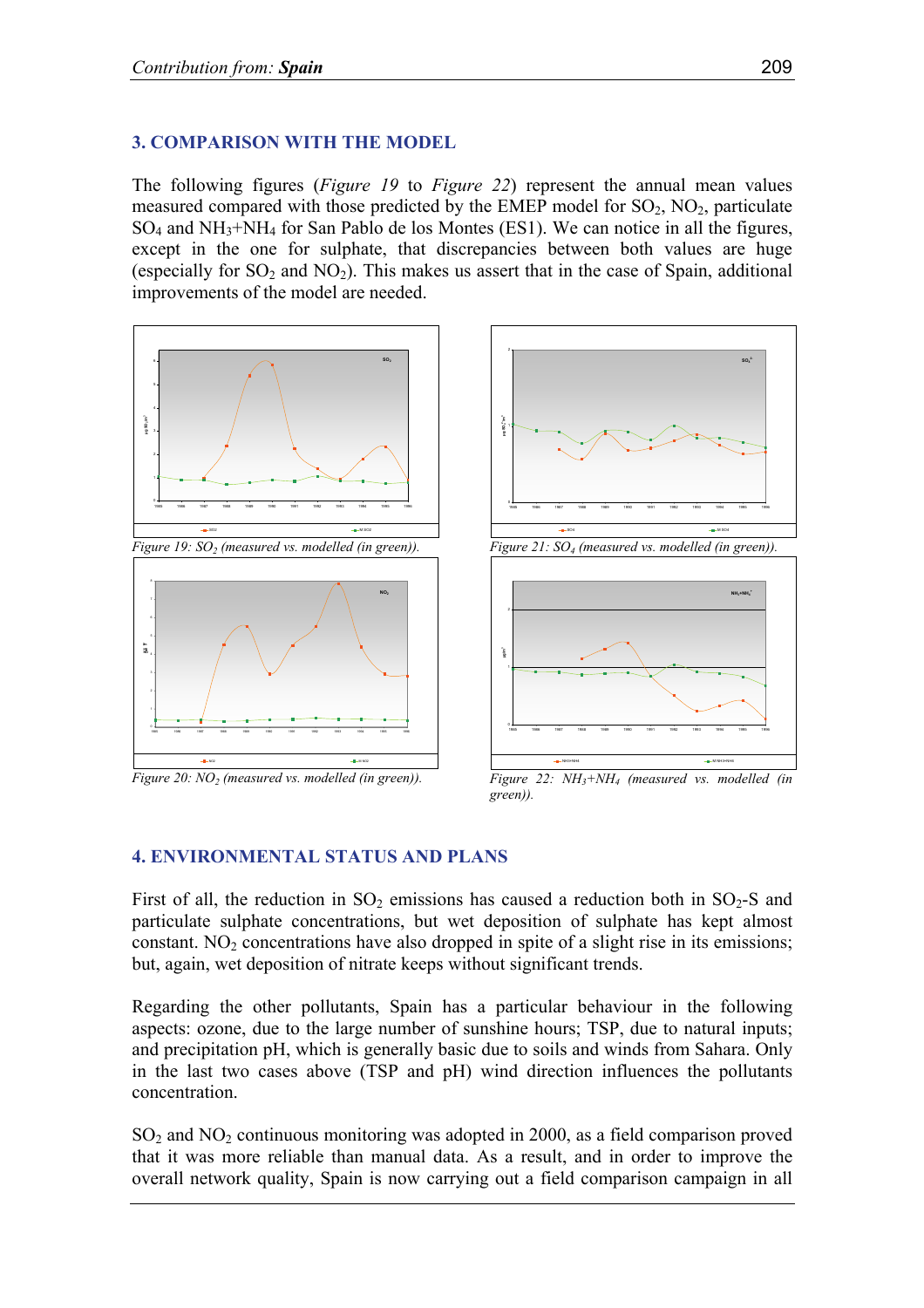## 3. COMPARISON WITH THE MODEL

The following figures (*Figure 19* to *Figure 22*) represent the annual mean values measured compared with those predicted by the EMEP model for $SO_2$, $NO_2$, particulate $SO_4$ and $NH_3$+$NH_4$ for San Pablo de los Montes (ES1). We can notice in all the figures, except in the one for sulphate, that discrepancies between both values are huge (especially for $SO_2$ and $NO_2$). This makes us assert that in the case of Spain, additional improvements of the model are needed.

*Figure 19: $SO_2$ (measured vs. modelled (in green)).*

*Figure 21: $SO_4$ (measured vs. modelled (in green)).*

*Figure 20: $NO_2$ (measured vs. modelled (in green)).*

*Figure 22: $NH_3$+$NH_4$ (measured vs. modelled (in green)).*

## 4. ENVIRONMENTAL STATUS AND PLANS

First of all, the reduction in $SO_2$ emissions has caused a reduction both in $SO_2$-S and particulate sulphate concentrations, but wet deposition of sulphate has kept almost constant. $NO_2$ concentrations have also dropped in spite of a slight rise in its emissions; but, again, wet deposition of nitrate keeps without significant trends.

Regarding the other pollutants, Spain has a particular behaviour in the following aspects: ozone, due to the large number of sunshine hours; TSP, due to natural inputs; and precipitation pH, which is generally basic due to soils and winds from Sahara. Only in the last two cases above (TSP and pH) wind direction influences the pollutants concentration.

$SO_2$ and $NO_2$ continuous monitoring was adopted in 2000, as a field comparison proved that it was more reliable than manual data. As a result, and in order to improve the overall network quality, Spain is now carrying out a field comparison campaign in all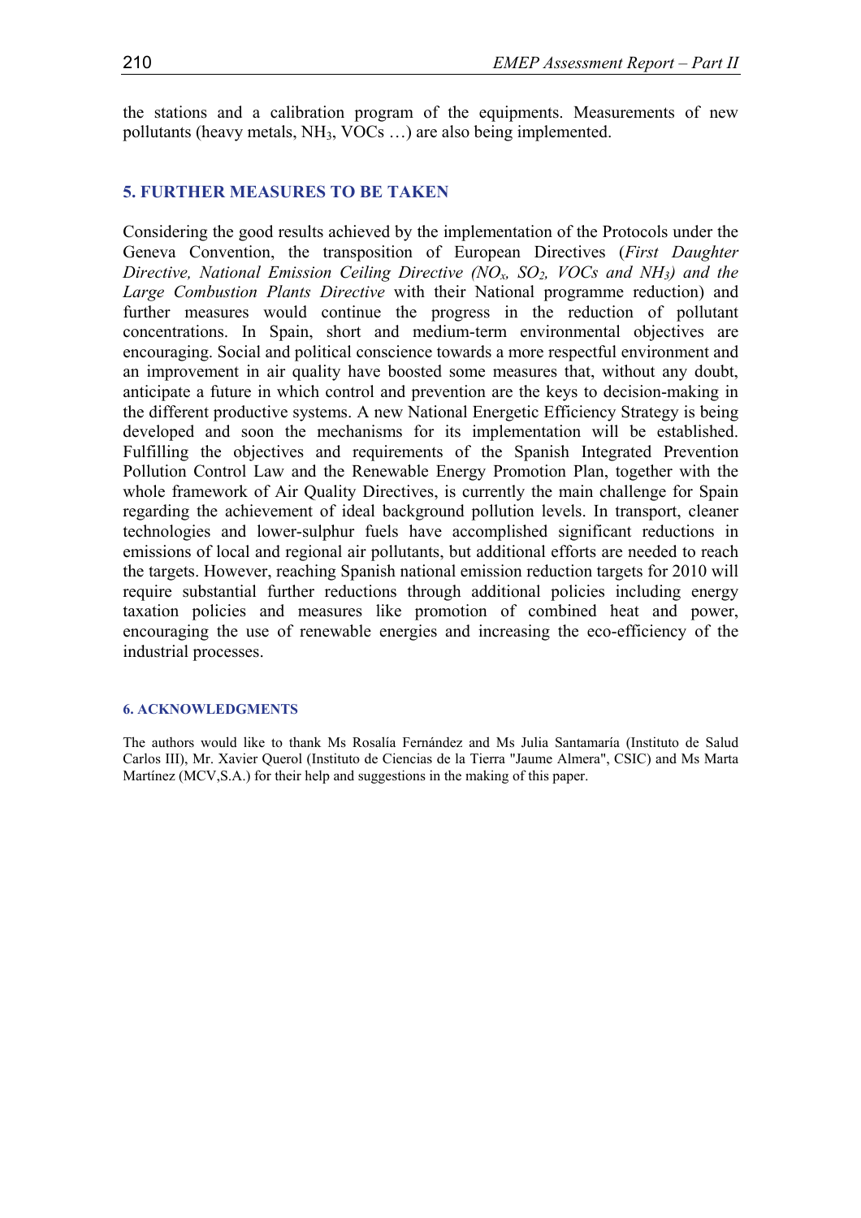the stations and a calibration program of the equipments. Measurements of new pollutants (heavy metals, $NH_3$, VOCs …) are also being implemented.

## 5. FURTHER MEASURES TO BE TAKEN

Considering the good results achieved by the implementation of the Protocols under the Geneva Convention, the transposition of European Directives (*First Daughter Directive, National Emission Ceiling Directive ($NO_x$, $SO_2$, VOCs and $NH_3$) and the Large Combustion Plants Directive* with their National programme reduction) and further measures would continue the progress in the reduction of pollutant concentrations. In Spain, short and medium-term environmental objectives are encouraging. Social and political conscience towards a more respectful environment and an improvement in air quality have boosted some measures that, without any doubt, anticipate a future in which control and prevention are the keys to decision-making in the different productive systems. A new National Energetic Efficiency Strategy is being developed and soon the mechanisms for its implementation will be established. Fulfilling the objectives and requirements of the Spanish Integrated Prevention Pollution Control Law and the Renewable Energy Promotion Plan, together with the whole framework of Air Quality Directives, is currently the main challenge for Spain regarding the achievement of ideal background pollution levels. In transport, cleaner technologies and lower-sulphur fuels have accomplished significant reductions in emissions of local and regional air pollutants, but additional efforts are needed to reach the targets. However, reaching Spanish national emission reduction targets for 2010 will require substantial further reductions through additional policies including energy taxation policies and measures like promotion of combined heat and power, encouraging the use of renewable energies and increasing the eco-efficiency of the industrial processes.

## 6. ACKNOWLEDGMENTS

The authors would like to thank Ms Rosalía Fernández and Ms Julia Santamaría (Instituto de Salud Carlos III), Mr. Xavier Querol (Instituto de Ciencias de la Tierra "Jaume Almera", CSIC) and Ms Marta Martínez (MCV,S.A.) for their help and suggestions in the making of this paper.